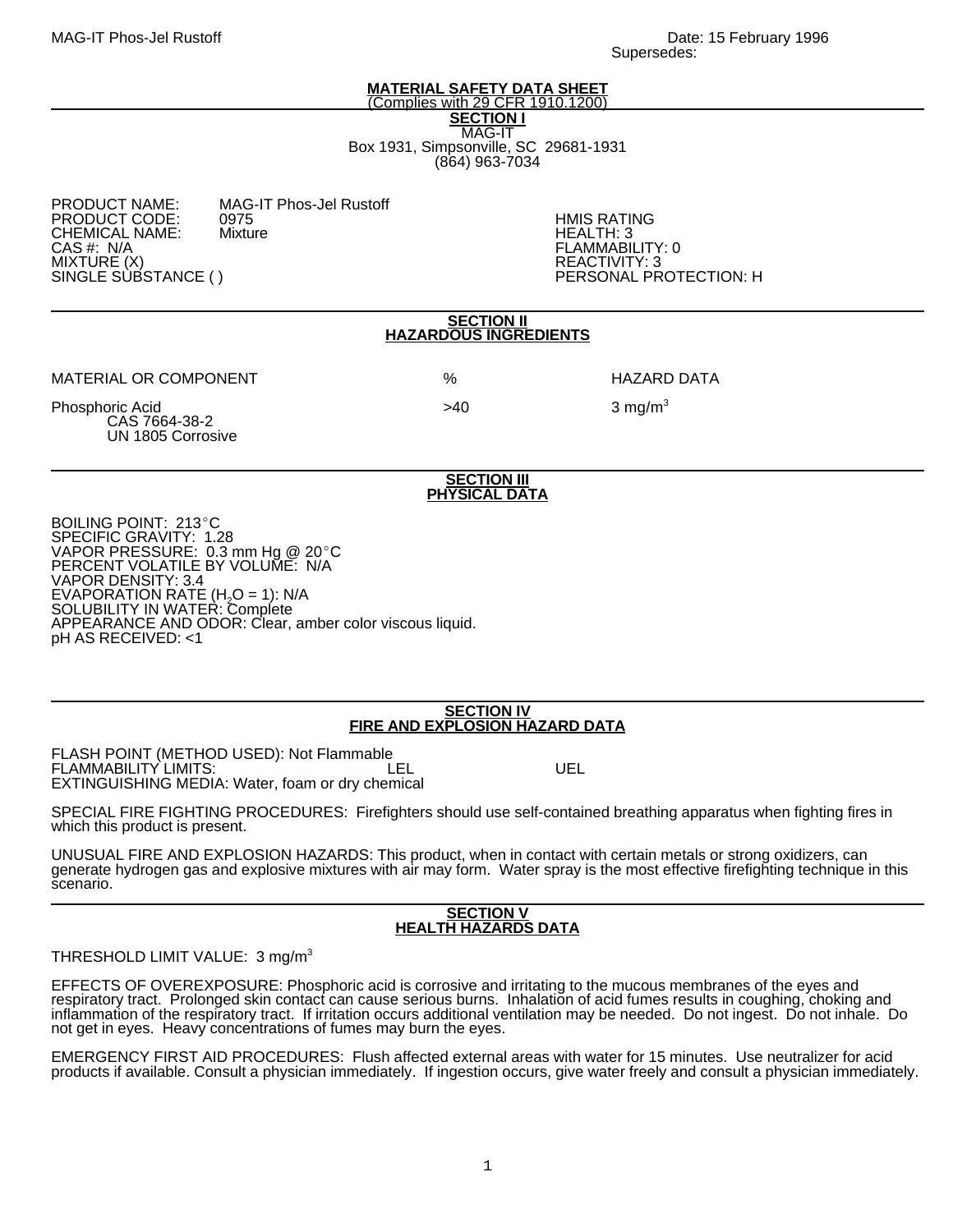MAG-IT Phos-Jel Rustoff

Date: 15 February 1996
Supersedes:

# MATERIAL SAFETY DATA SHEET

(Complies with 29 CFR 1910.1200)

## SECTION I

MAG-IT
Box 1931, Simpsonville, SC 29681-1931
(864) 963-7034

PRODUCT NAME: MAG-IT Phos-Jel Rustoff
PRODUCT CODE: 0975
CHEMICAL NAME: Mixture
CAS #: N/A
MIXTURE (X)
SINGLE SUBSTANCE ( )

HMIS RATING
HEALTH: 3
FLAMMABILITY: 0
REACTIVITY: 3
PERSONAL PROTECTION: H

## SECTION II
## HAZARDOUS INGREDIENTS

| MATERIAL OR COMPONENT | % | HAZARD DATA |
|---|---|---|
| Phosphoric Acid<br>CAS 7664-38-2<br>UN 1805 Corrosive | >40 | 3 $mg/m^3$ |

## SECTION III
## PHYSICAL DATA

BOILING POINT: 213°C
SPECIFIC GRAVITY: 1.28
VAPOR PRESSURE: 0.3 mm Hg @ 20°C
PERCENT VOLATILE BY VOLUME: N/A
VAPOR DENSITY: 3.4
EVAPORATION RATE ($H_2O$ = 1): N/A
SOLUBILITY IN WATER: Complete
APPEARANCE AND ODOR: Clear, amber color viscous liquid.
pH AS RECEIVED: <1

## SECTION IV
## FIRE AND EXPLOSION HAZARD DATA

FLASH POINT (METHOD USED): Not Flammable
FLAMMABILITY LIMITS: LEL UEL
EXTINGUISHING MEDIA: Water, foam or dry chemical

SPECIAL FIRE FIGHTING PROCEDURES: Firefighters should use self-contained breathing apparatus when fighting fires in which this product is present.

UNUSUAL FIRE AND EXPLOSION HAZARDS: This product, when in contact with certain metals or strong oxidizers, can generate hydrogen gas and explosive mixtures with air may form. Water spray is the most effective firefighting technique in this scenario.

## SECTION V
## HEALTH HAZARDS DATA

THRESHOLD LIMIT VALUE: 3 $mg/m^3$

EFFECTS OF OVEREXPOSURE: Phosphoric acid is corrosive and irritating to the mucous membranes of the eyes and respiratory tract. Prolonged skin contact can cause serious burns. Inhalation of acid fumes results in coughing, choking and inflammation of the respiratory tract. If irritation occurs additional ventilation may be needed. Do not ingest. Do not inhale. Do not get in eyes. Heavy concentrations of fumes may burn the eyes.

EMERGENCY FIRST AID PROCEDURES: Flush affected external areas with water for 15 minutes. Use neutralizer for acid products if available. Consult a physician immediately. If ingestion occurs, give water freely and consult a physician immediately.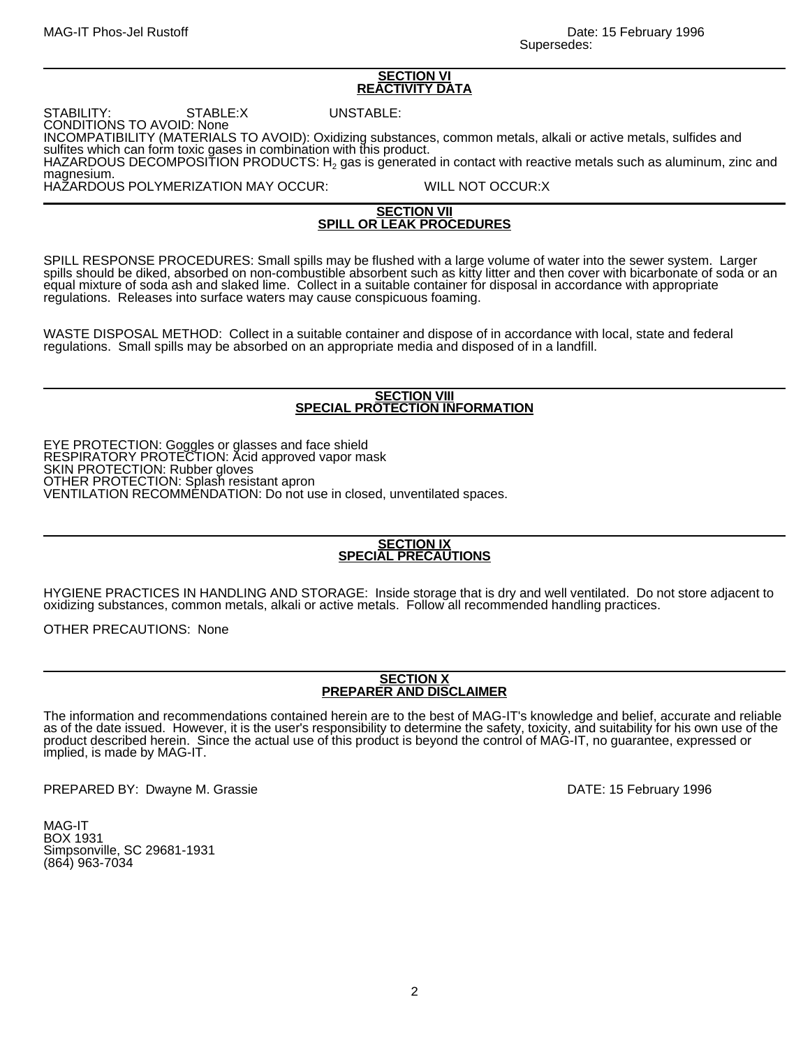## SECTION VI
## REACTIVITY DATA

STABILITY: STABLE:X UNSTABLE:
CONDITIONS TO AVOID: None
INCOMPATIBILITY (MATERIALS TO AVOID): Oxidizing substances, common metals, alkali or active metals, sulfides and sulfites which can form toxic gases in combination with this product.
HAZARDOUS DECOMPOSITION PRODUCTS: $H_2$ gas is generated in contact with reactive metals such as aluminum, zinc and magnesium.
HAZARDOUS POLYMERIZATION MAY OCCUR: WILL NOT OCCUR:X

## SECTION VII
## SPILL OR LEAK PROCEDURES

SPILL RESPONSE PROCEDURES: Small spills may be flushed with a large volume of water into the sewer system. Larger spills should be diked, absorbed on non-combustible absorbent such as kitty litter and then cover with bicarbonate of soda or an equal mixture of soda ash and slaked lime. Collect in a suitable container for disposal in accordance with appropriate regulations. Releases into surface waters may cause conspicuous foaming.

WASTE DISPOSAL METHOD: Collect in a suitable container and dispose of in accordance with local, state and federal regulations. Small spills may be absorbed on an appropriate media and disposed of in a landfill.

## SECTION VIII
## SPECIAL PROTECTION INFORMATION

EYE PROTECTION: Goggles or glasses and face shield
RESPIRATORY PROTECTION: Acid approved vapor mask
SKIN PROTECTION: Rubber gloves
OTHER PROTECTION: Splash resistant apron
VENTILATION RECOMMENDATION: Do not use in closed, unventilated spaces.

## SECTION IX
## SPECIAL PRECAUTIONS

HYGIENE PRACTICES IN HANDLING AND STORAGE: Inside storage that is dry and well ventilated. Do not store adjacent to oxidizing substances, common metals, alkali or active metals. Follow all recommended handling practices.

OTHER PRECAUTIONS: None

## SECTION X
## PREPARER AND DISCLAIMER

The information and recommendations contained herein are to the best of MAG-IT's knowledge and belief, accurate and reliable as of the date issued. However, it is the user's responsibility to determine the safety, toxicity, and suitability for his own use of the product described herein. Since the actual use of this product is beyond the control of MAG-IT, no guarantee, expressed or implied, is made by MAG-IT.

PREPARED BY: Dwayne M. Grassie DATE: 15 February 1996

MAG-IT
BOX 1931
Simpsonville, SC 29681-1931
(864) 963-7034